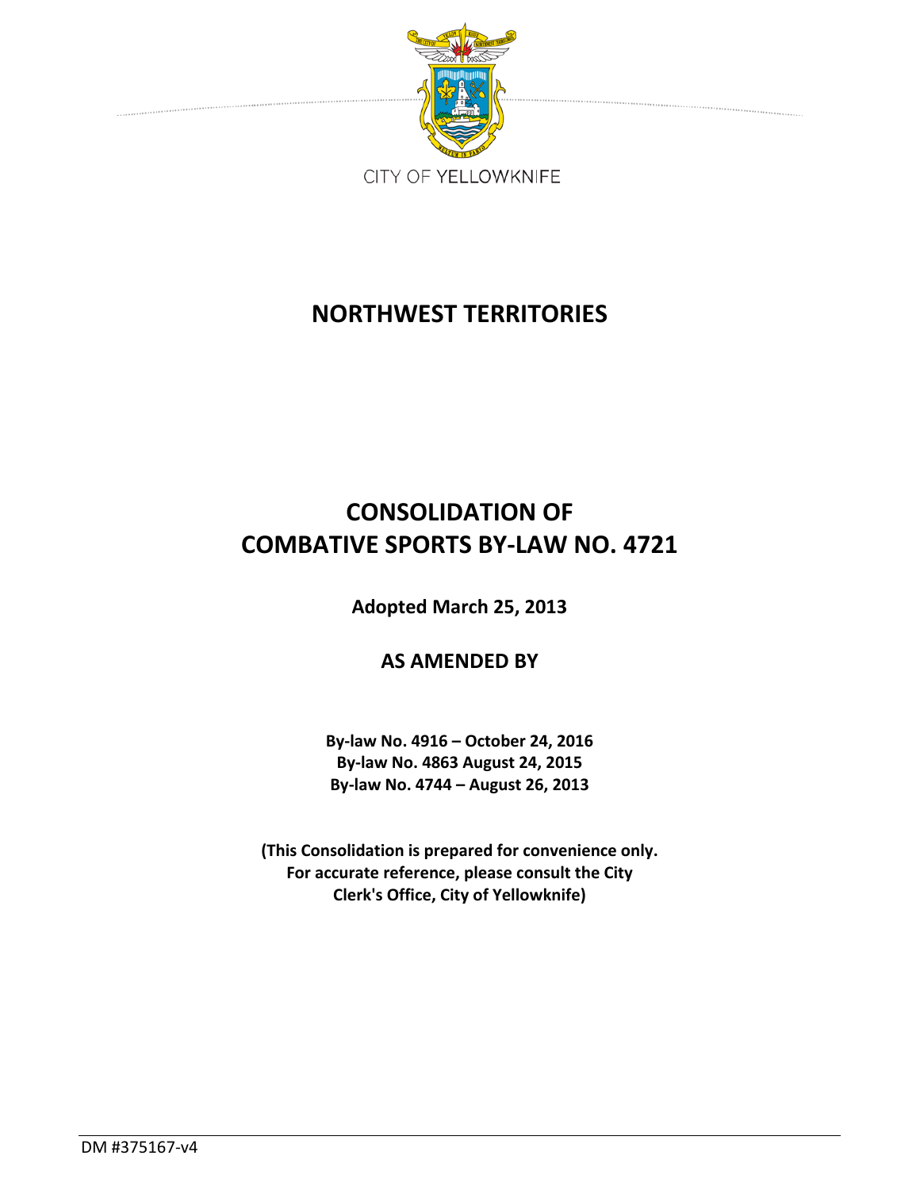CITY OF YELLOWKNIFE

# NORTHWEST TERRITORIES

# CONSOLIDATION OF COMBATIVE SPORTS BY-LAW NO. 4721

**Adopted March 25, 2013**

## AS AMENDED BY

**By-law No. 4916 – October 24, 2016**
**By-law No. 4863 August 24, 2015**
**By-law No. 4744 – August 26, 2013**

**(This Consolidation is prepared for convenience only. For accurate reference, please consult the City Clerk's Office, City of Yellowknife)**

DM #375167-v4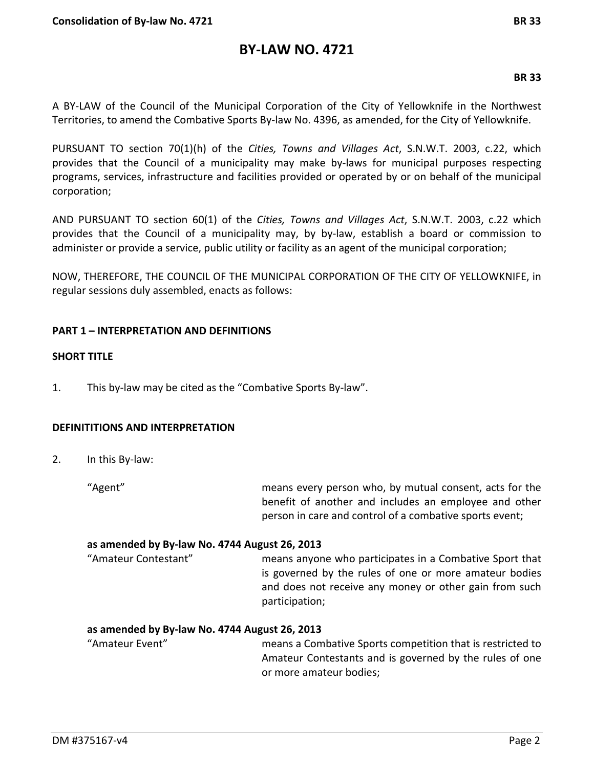# BY-LAW NO. 4721

**BR 33**

A BY-LAW of the Council of the Municipal Corporation of the City of Yellowknife in the Northwest Territories, to amend the Combative Sports By-law No. 4396, as amended, for the City of Yellowknife.

PURSUANT TO section 70(1)(h) of the *Cities, Towns and Villages Act*, S.N.W.T. 2003, c.22, which provides that the Council of a municipality may make by-laws for municipal purposes respecting programs, services, infrastructure and facilities provided or operated by or on behalf of the municipal corporation;

AND PURSUANT TO section 60(1) of the *Cities, Towns and Villages Act*, S.N.W.T. 2003, c.22 which provides that the Council of a municipality may, by by-law, establish a board or commission to administer or provide a service, public utility or facility as an agent of the municipal corporation;

NOW, THEREFORE, THE COUNCIL OF THE MUNICIPAL CORPORATION OF THE CITY OF YELLOWKNIFE, in regular sessions duly assembled, enacts as follows:

## PART 1 – INTERPRETATION AND DEFINITIONS

### SHORT TITLE

1. This by-law may be cited as the "Combative Sports By-law".

### DEFINITITIONS AND INTERPRETATION

2. In this By-law:

"Agent" means every person who, by mutual consent, acts for the benefit of another and includes an employee and other person in care and control of a combative sports event;

**as amended by By-law No. 4744 August 26, 2013**

"Amateur Contestant" means anyone who participates in a Combative Sport that is governed by the rules of one or more amateur bodies and does not receive any money or other gain from such participation;

**as amended by By-law No. 4744 August 26, 2013**

"Amateur Event" means a Combative Sports competition that is restricted to Amateur Contestants and is governed by the rules of one or more amateur bodies;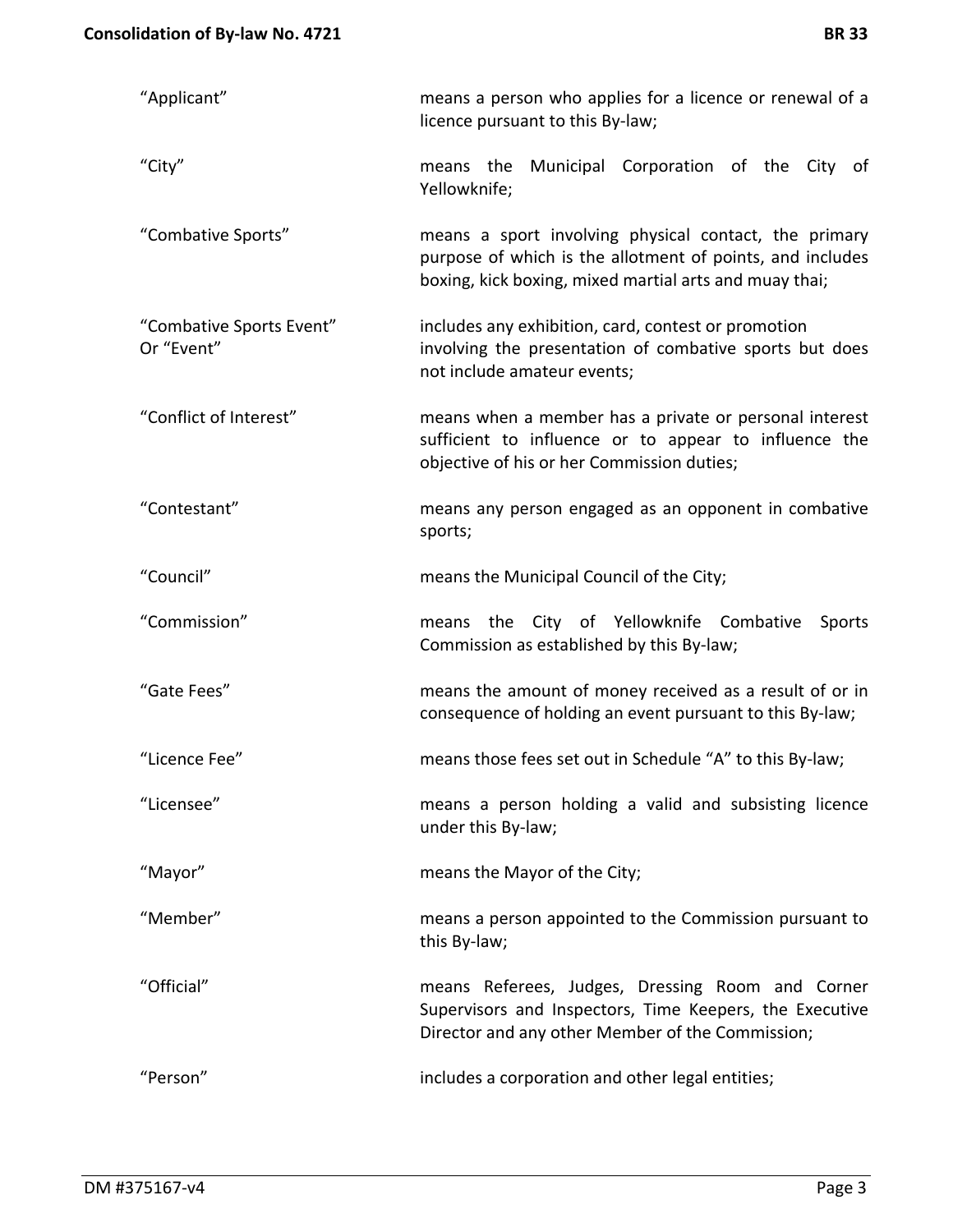| | |
|---|---|
| "Applicant" | means a person who applies for a licence or renewal of a licence pursuant to this By-law; |
| "City" | means the Municipal Corporation of the City of Yellowknife; |
| "Combative Sports" | means a sport involving physical contact, the primary purpose of which is the allotment of points, and includes boxing, kick boxing, mixed martial arts and muay thai; |
| "Combative Sports Event" Or "Event" | includes any exhibition, card, contest or promotion involving the presentation of combative sports but does not include amateur events; |
| "Conflict of Interest" | means when a member has a private or personal interest sufficient to influence or to appear to influence the objective of his or her Commission duties; |
| "Contestant" | means any person engaged as an opponent in combative sports; |
| "Council" | means the Municipal Council of the City; |
| "Commission" | means the City of Yellowknife Combative Sports Commission as established by this By-law; |
| "Gate Fees" | means the amount of money received as a result of or in consequence of holding an event pursuant to this By-law; |
| "Licence Fee" | means those fees set out in Schedule "A" to this By-law; |
| "Licensee" | means a person holding a valid and subsisting licence under this By-law; |
| "Mayor" | means the Mayor of the City; |
| "Member" | means a person appointed to the Commission pursuant to this By-law; |
| "Official" | means Referees, Judges, Dressing Room and Corner Supervisors and Inspectors, Time Keepers, the Executive Director and any other Member of the Commission; |
| "Person" | includes a corporation and other legal entities; |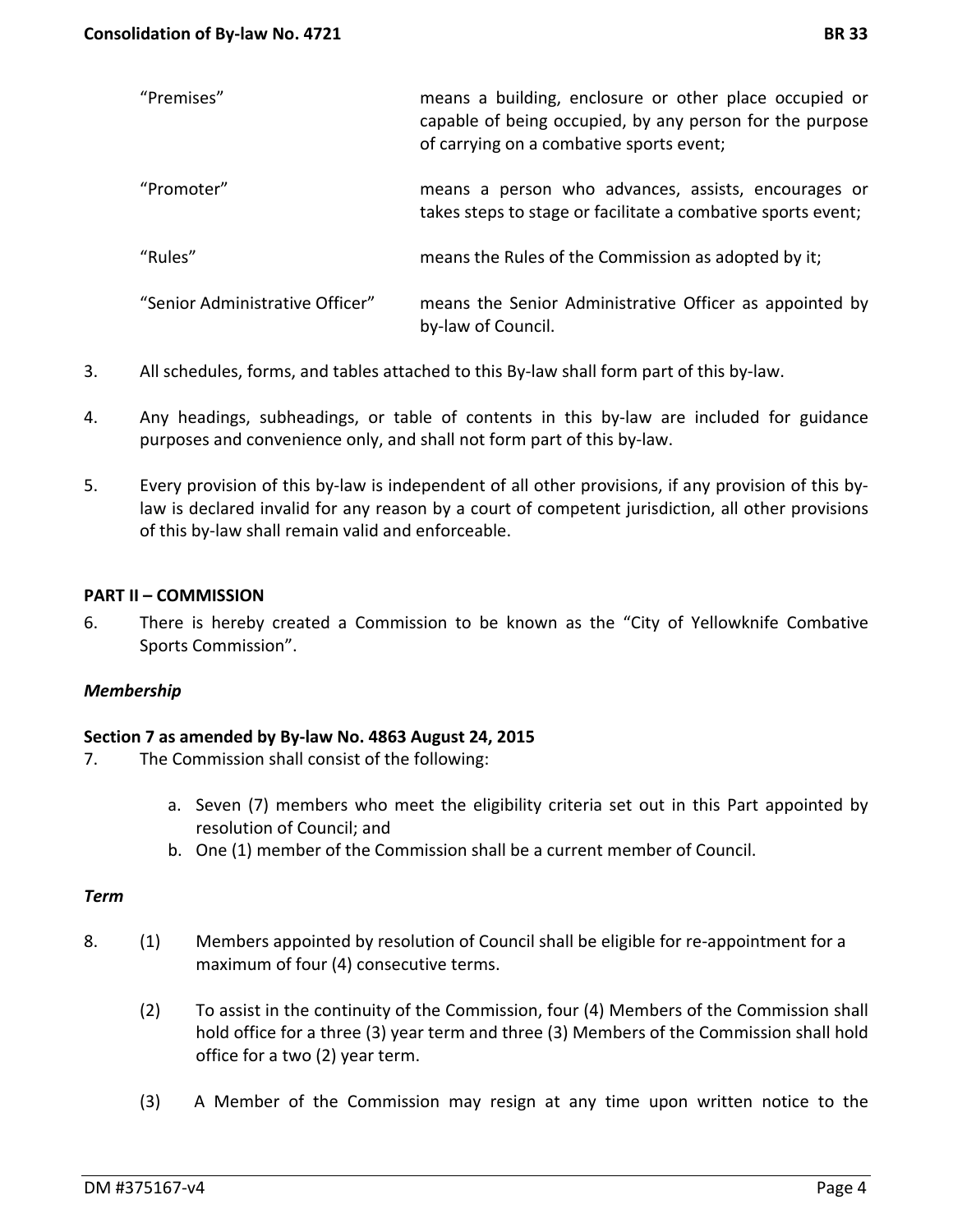| | |
|---|---|
| "Premises" | means a building, enclosure or other place occupied or capable of being occupied, by any person for the purpose of carrying on a combative sports event; |
| "Promoter" | means a person who advances, assists, encourages or takes steps to stage or facilitate a combative sports event; |
| "Rules" | means the Rules of the Commission as adopted by it; |
| "Senior Administrative Officer" | means the Senior Administrative Officer as appointed by by-law of Council. |

3. All schedules, forms, and tables attached to this By-law shall form part of this by-law.

4. Any headings, subheadings, or table of contents in this by-law are included for guidance purposes and convenience only, and shall not form part of this by-law.

5. Every provision of this by-law is independent of all other provisions, if any provision of this by-law is declared invalid for any reason by a court of competent jurisdiction, all other provisions of this by-law shall remain valid and enforceable.

## PART II – COMMISSION

6. There is hereby created a Commission to be known as the "City of Yellowknife Combative Sports Commission".

### *Membership*

**Section 7 as amended by By-law No. 4863 August 24, 2015**

7. The Commission shall consist of the following:

   a. Seven (7) members who meet the eligibility criteria set out in this Part appointed by resolution of Council; and
   b. One (1) member of the Commission shall be a current member of Council.

### *Term*

8. (1) Members appointed by resolution of Council shall be eligible for re-appointment for a maximum of four (4) consecutive terms.

   (2) To assist in the continuity of the Commission, four (4) Members of the Commission shall hold office for a three (3) year term and three (3) Members of the Commission shall hold office for a two (2) year term.

   (3) A Member of the Commission may resign at any time upon written notice to the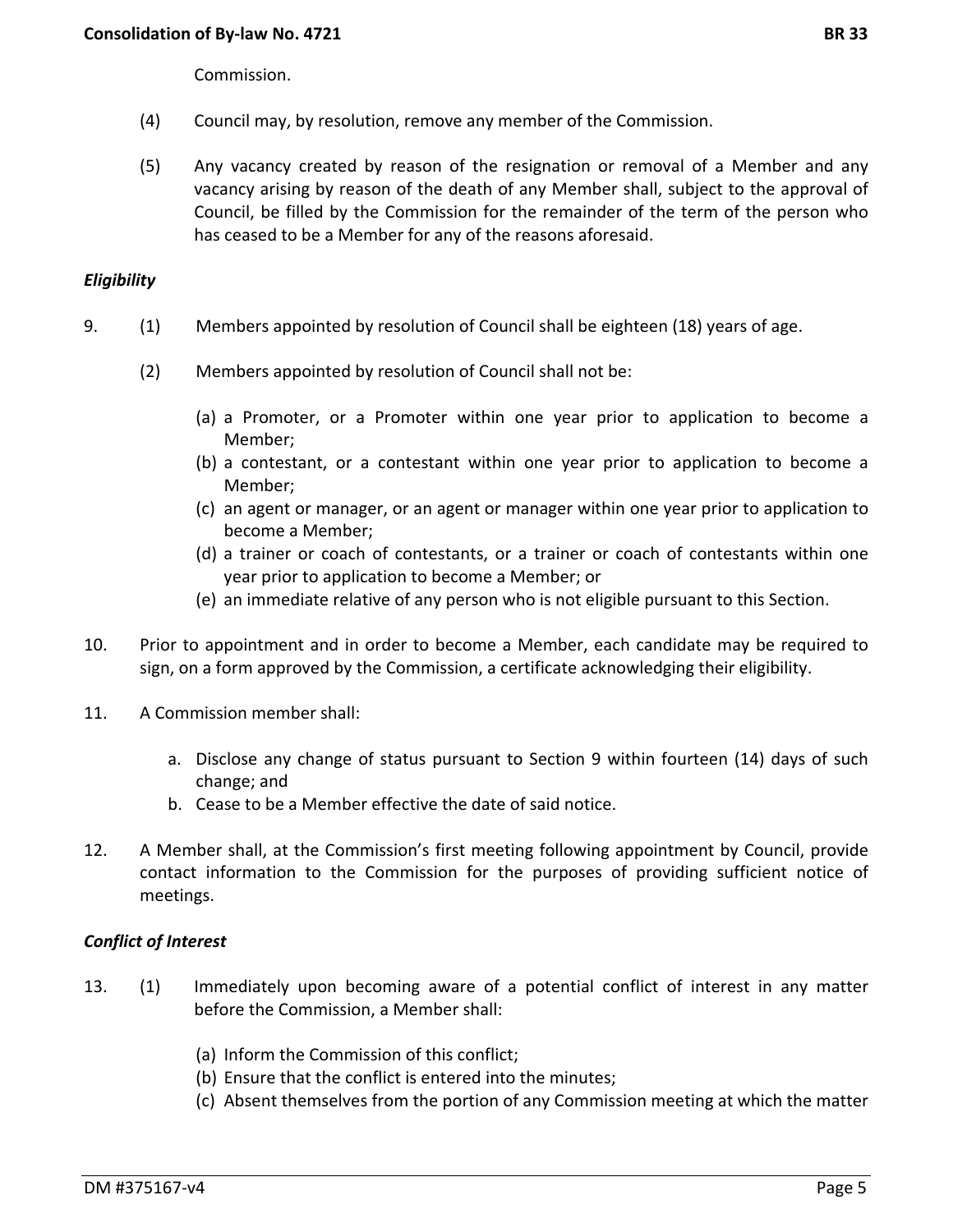Commission.

(4) Council may, by resolution, remove any member of the Commission.

(5) Any vacancy created by reason of the resignation or removal of a Member and any vacancy arising by reason of the death of any Member shall, subject to the approval of Council, be filled by the Commission for the remainder of the term of the person who has ceased to be a Member for any of the reasons aforesaid.

***Eligibility***

9. (1) Members appointed by resolution of Council shall be eighteen (18) years of age.

(2) Members appointed by resolution of Council shall not be:

(a) a Promoter, or a Promoter within one year prior to application to become a Member;
(b) a contestant, or a contestant within one year prior to application to become a Member;
(c) an agent or manager, or an agent or manager within one year prior to application to become a Member;
(d) a trainer or coach of contestants, or a trainer or coach of contestants within one year prior to application to become a Member; or
(e) an immediate relative of any person who is not eligible pursuant to this Section.

10. Prior to appointment and in order to become a Member, each candidate may be required to sign, on a form approved by the Commission, a certificate acknowledging their eligibility.

11. A Commission member shall:

a. Disclose any change of status pursuant to Section 9 within fourteen (14) days of such change; and
b. Cease to be a Member effective the date of said notice.

12. A Member shall, at the Commission's first meeting following appointment by Council, provide contact information to the Commission for the purposes of providing sufficient notice of meetings.

***Conflict of Interest***

13. (1) Immediately upon becoming aware of a potential conflict of interest in any matter before the Commission, a Member shall:

(a) Inform the Commission of this conflict;
(b) Ensure that the conflict is entered into the minutes;
(c) Absent themselves from the portion of any Commission meeting at which the matter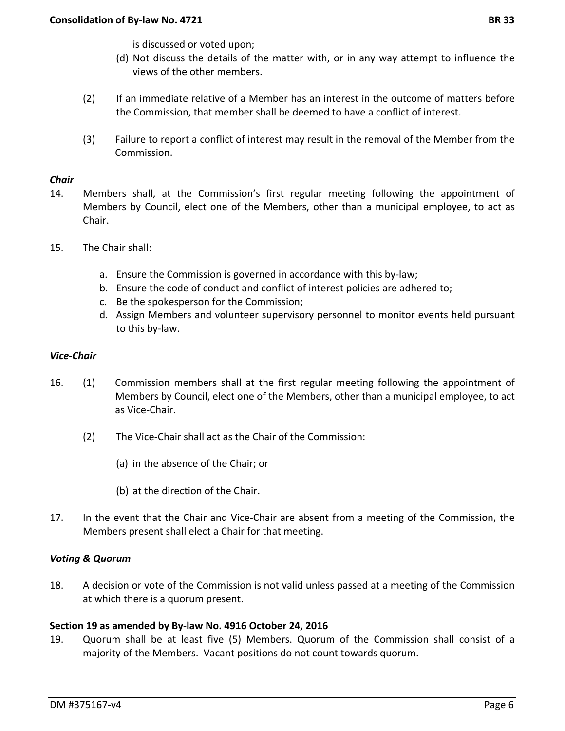is discussed or voted upon;

(d) Not discuss the details of the matter with, or in any way attempt to influence the views of the other members.

(2) If an immediate relative of a Member has an interest in the outcome of matters before the Commission, that member shall be deemed to have a conflict of interest.

(3) Failure to report a conflict of interest may result in the removal of the Member from the Commission.

***Chair***

14. Members shall, at the Commission's first regular meeting following the appointment of Members by Council, elect one of the Members, other than a municipal employee, to act as Chair.

15. The Chair shall:

   a. Ensure the Commission is governed in accordance with this by-law;
   b. Ensure the code of conduct and conflict of interest policies are adhered to;
   c. Be the spokesperson for the Commission;
   d. Assign Members and volunteer supervisory personnel to monitor events held pursuant to this by-law.

***Vice-Chair***

16. (1) Commission members shall at the first regular meeting following the appointment of Members by Council, elect one of the Members, other than a municipal employee, to act as Vice-Chair.

(2) The Vice-Chair shall act as the Chair of the Commission:

(a) in the absence of the Chair; or

(b) at the direction of the Chair.

17. In the event that the Chair and Vice-Chair are absent from a meeting of the Commission, the Members present shall elect a Chair for that meeting.

***Voting & Quorum***

18. A decision or vote of the Commission is not valid unless passed at a meeting of the Commission at which there is a quorum present.

**Section 19 as amended by By-law No. 4916 October 24, 2016**

19. Quorum shall be at least five (5) Members. Quorum of the Commission shall consist of a majority of the Members. Vacant positions do not count towards quorum.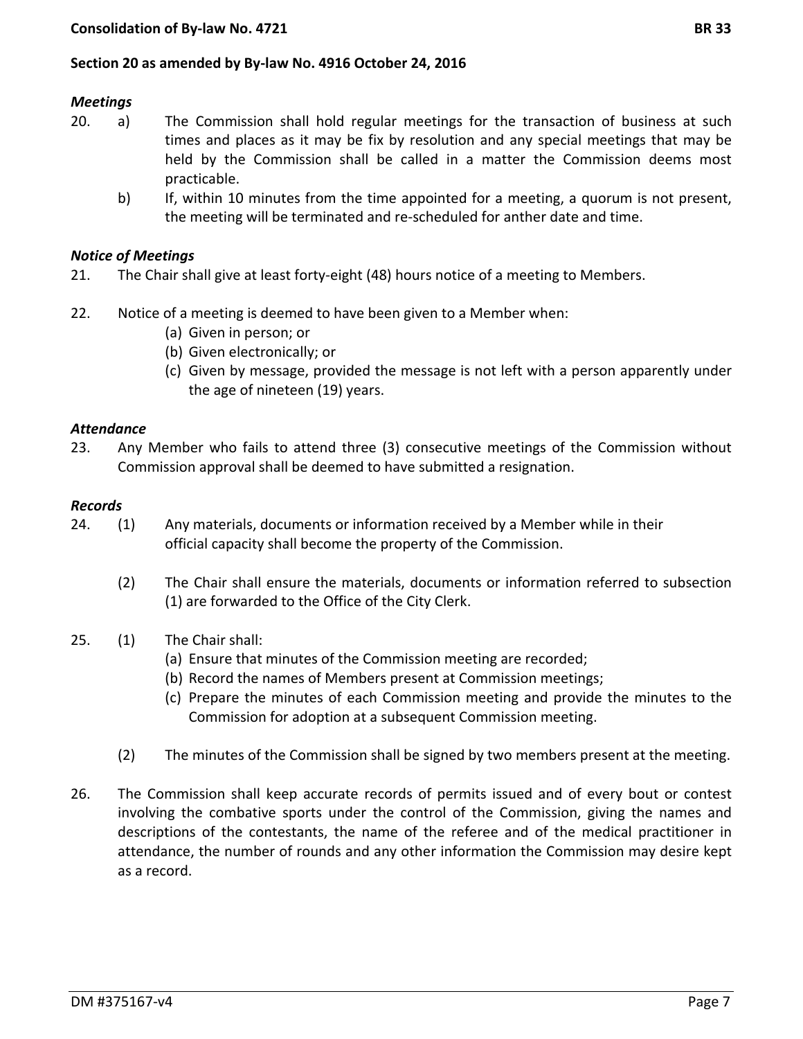**Section 20 as amended by By-law No. 4916 October 24, 2016**

***Meetings***

20. a) The Commission shall hold regular meetings for the transaction of business at such times and places as it may be fix by resolution and any special meetings that may be held by the Commission shall be called in a matter the Commission deems most practicable.

    b) If, within 10 minutes from the time appointed for a meeting, a quorum is not present, the meeting will be terminated and re-scheduled for anther date and time.

***Notice of Meetings***

21. The Chair shall give at least forty-eight (48) hours notice of a meeting to Members.

22. Notice of a meeting is deemed to have been given to a Member when:
    (a) Given in person; or
    (b) Given electronically; or
    (c) Given by message, provided the message is not left with a person apparently under the age of nineteen (19) years.

***Attendance***

23. Any Member who fails to attend three (3) consecutive meetings of the Commission without Commission approval shall be deemed to have submitted a resignation.

***Records***

24. (1) Any materials, documents or information received by a Member while in their official capacity shall become the property of the Commission.

    (2) The Chair shall ensure the materials, documents or information referred to subsection (1) are forwarded to the Office of the City Clerk.

25. (1) The Chair shall:
    (a) Ensure that minutes of the Commission meeting are recorded;
    (b) Record the names of Members present at Commission meetings;
    (c) Prepare the minutes of each Commission meeting and provide the minutes to the Commission for adoption at a subsequent Commission meeting.

    (2) The minutes of the Commission shall be signed by two members present at the meeting.

26. The Commission shall keep accurate records of permits issued and of every bout or contest involving the combative sports under the control of the Commission, giving the names and descriptions of the contestants, the name of the referee and of the medical practitioner in attendance, the number of rounds and any other information the Commission may desire kept as a record.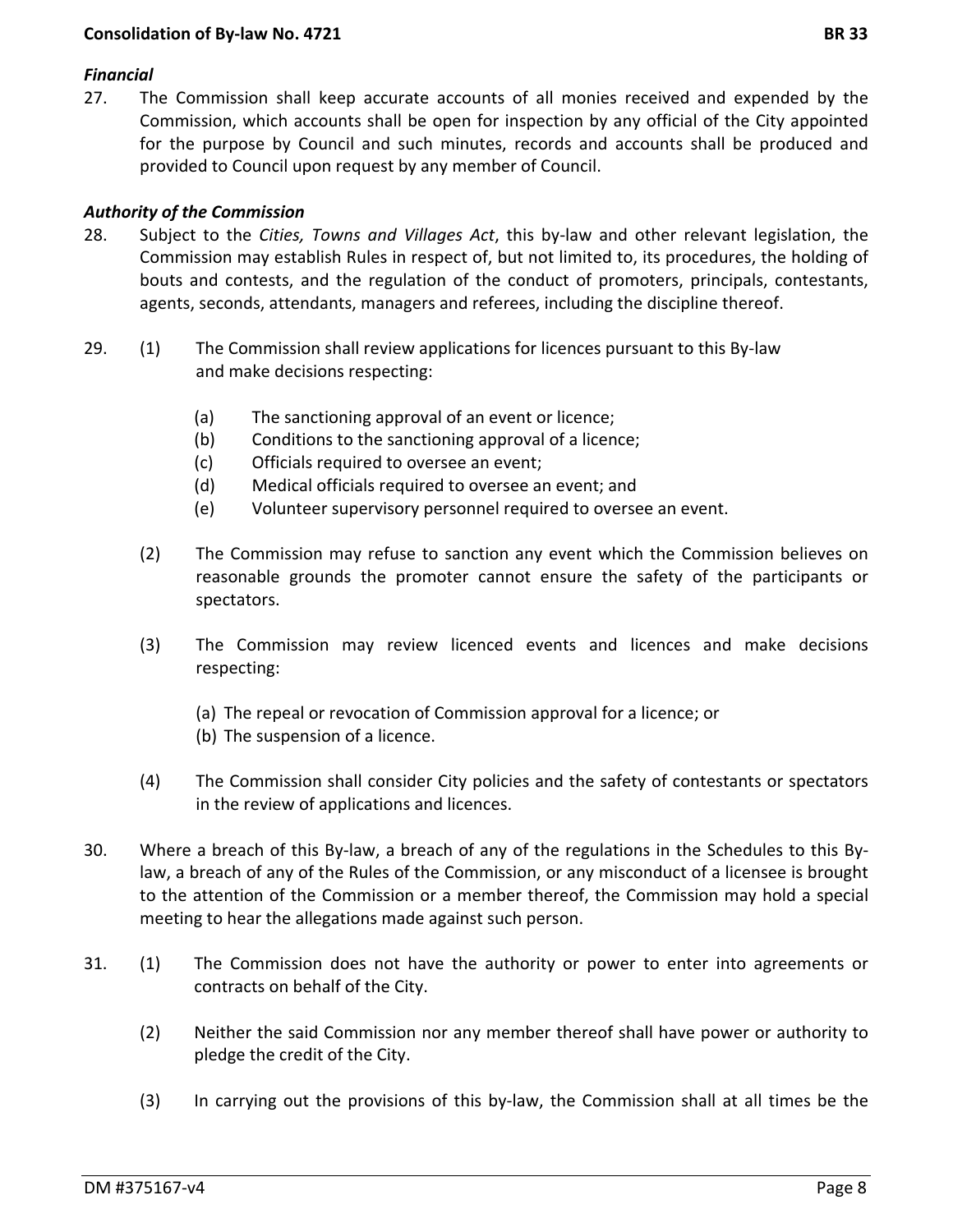***Financial***

27. The Commission shall keep accurate accounts of all monies received and expended by the Commission, which accounts shall be open for inspection by any official of the City appointed for the purpose by Council and such minutes, records and accounts shall be produced and provided to Council upon request by any member of Council.

***Authority of the Commission***

28. Subject to the *Cities, Towns and Villages Act*, this by-law and other relevant legislation, the Commission may establish Rules in respect of, but not limited to, its procedures, the holding of bouts and contests, and the regulation of the conduct of promoters, principals, contestants, agents, seconds, attendants, managers and referees, including the discipline thereof.

29. (1) The Commission shall review applications for licences pursuant to this By-law and make decisions respecting:

    (a) The sanctioning approval of an event or licence;
    (b) Conditions to the sanctioning approval of a licence;
    (c) Officials required to oversee an event;
    (d) Medical officials required to oversee an event; and
    (e) Volunteer supervisory personnel required to oversee an event.

    (2) The Commission may refuse to sanction any event which the Commission believes on reasonable grounds the promoter cannot ensure the safety of the participants or spectators.

    (3) The Commission may review licenced events and licences and make decisions respecting:

    (a) The repeal or revocation of Commission approval for a licence; or
    (b) The suspension of a licence.

    (4) The Commission shall consider City policies and the safety of contestants or spectators in the review of applications and licences.

30. Where a breach of this By-law, a breach of any of the regulations in the Schedules to this By-law, a breach of any of the Rules of the Commission, or any misconduct of a licensee is brought to the attention of the Commission or a member thereof, the Commission may hold a special meeting to hear the allegations made against such person.

31. (1) The Commission does not have the authority or power to enter into agreements or contracts on behalf of the City.

    (2) Neither the said Commission nor any member thereof shall have power or authority to pledge the credit of the City.

    (3) In carrying out the provisions of this by-law, the Commission shall at all times be the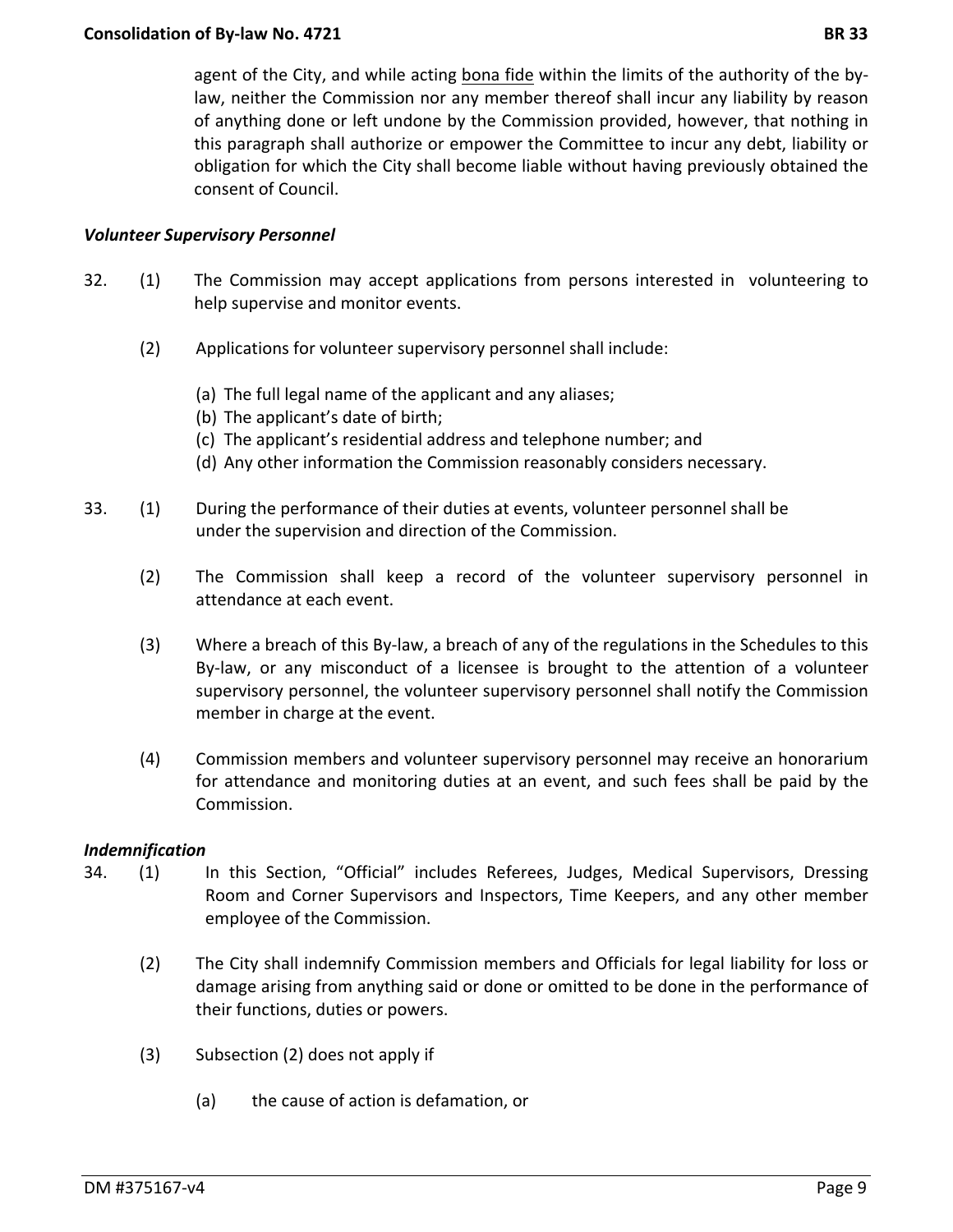agent of the City, and while acting bona fide within the limits of the authority of the by-law, neither the Commission nor any member thereof shall incur any liability by reason of anything done or left undone by the Commission provided, however, that nothing in this paragraph shall authorize or empower the Committee to incur any debt, liability or obligation for which the City shall become liable without having previously obtained the consent of Council.

***Volunteer Supervisory Personnel***

32. (1) The Commission may accept applications from persons interested in volunteering to help supervise and monitor events.

(2) Applications for volunteer supervisory personnel shall include:

(a) The full legal name of the applicant and any aliases;
(b) The applicant's date of birth;
(c) The applicant's residential address and telephone number; and
(d) Any other information the Commission reasonably considers necessary.

33. (1) During the performance of their duties at events, volunteer personnel shall be under the supervision and direction of the Commission.

(2) The Commission shall keep a record of the volunteer supervisory personnel in attendance at each event.

(3) Where a breach of this By-law, a breach of any of the regulations in the Schedules to this By-law, or any misconduct of a licensee is brought to the attention of a volunteer supervisory personnel, the volunteer supervisory personnel shall notify the Commission member in charge at the event.

(4) Commission members and volunteer supervisory personnel may receive an honorarium for attendance and monitoring duties at an event, and such fees shall be paid by the Commission.

***Indemnification***

34. (1) In this Section, "Official" includes Referees, Judges, Medical Supervisors, Dressing Room and Corner Supervisors and Inspectors, Time Keepers, and any other member employee of the Commission.

(2) The City shall indemnify Commission members and Officials for legal liability for loss or damage arising from anything said or done or omitted to be done in the performance of their functions, duties or powers.

(3) Subsection (2) does not apply if

(a) the cause of action is defamation, or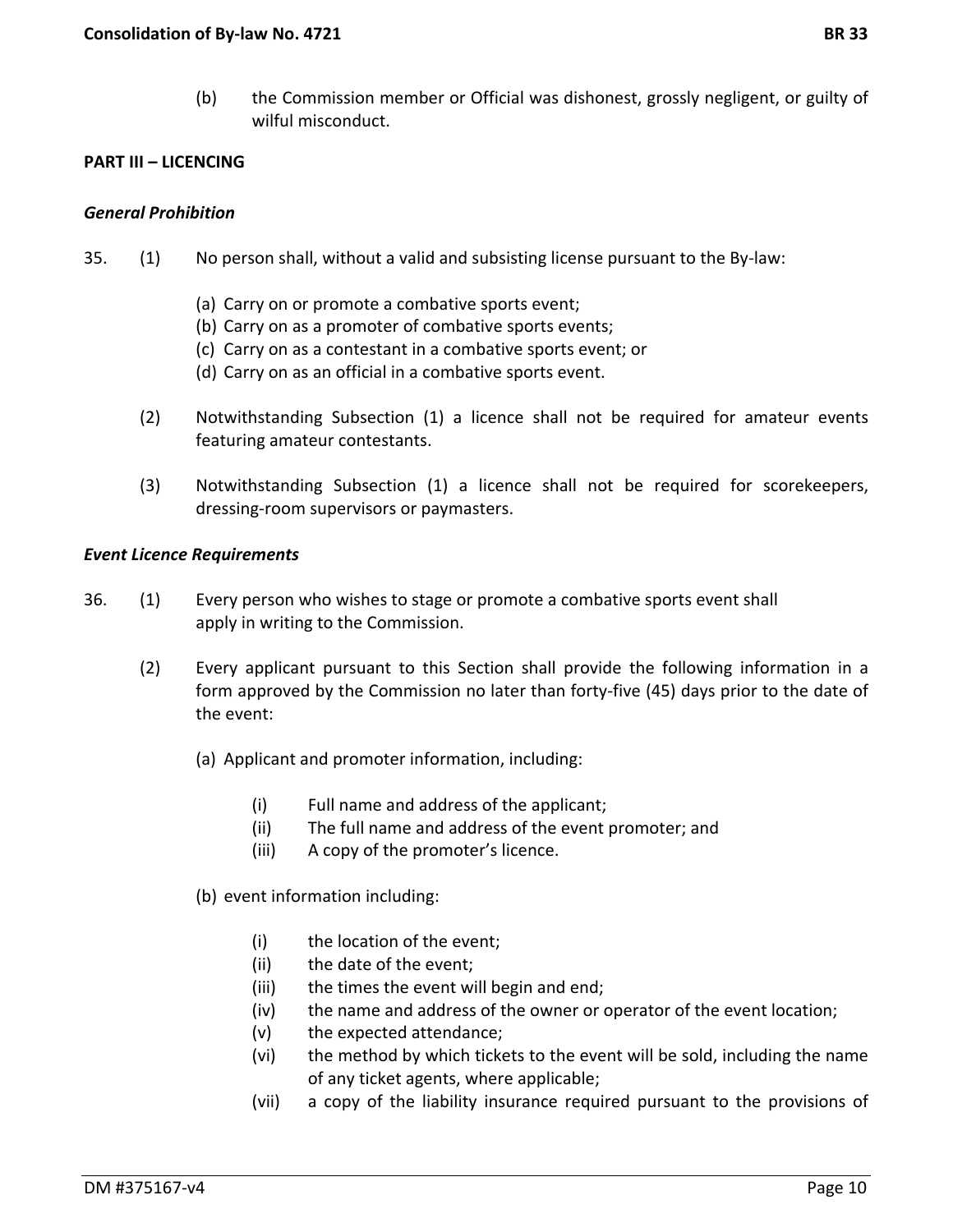(b) the Commission member or Official was dishonest, grossly negligent, or guilty of wilful misconduct.

## PART III – LICENCING

### *General Prohibition*

35. (1) No person shall, without a valid and subsisting license pursuant to the By-law:

    (a) Carry on or promote a combative sports event;
    (b) Carry on as a promoter of combative sports events;
    (c) Carry on as a contestant in a combative sports event; or
    (d) Carry on as an official in a combative sports event.

(2) Notwithstanding Subsection (1) a licence shall not be required for amateur events featuring amateur contestants.

(3) Notwithstanding Subsection (1) a licence shall not be required for scorekeepers, dressing-room supervisors or paymasters.

### *Event Licence Requirements*

36. (1) Every person who wishes to stage or promote a combative sports event shall apply in writing to the Commission.

(2) Every applicant pursuant to this Section shall provide the following information in a form approved by the Commission no later than forty-five (45) days prior to the date of the event:

(a) Applicant and promoter information, including:

   (i) Full name and address of the applicant;
   (ii) The full name and address of the event promoter; and
   (iii) A copy of the promoter's licence.

(b) event information including:

   (i) the location of the event;
   (ii) the date of the event;
   (iii) the times the event will begin and end;
   (iv) the name and address of the owner or operator of the event location;
   (v) the expected attendance;
   (vi) the method by which tickets to the event will be sold, including the name of any ticket agents, where applicable;
   (vii) a copy of the liability insurance required pursuant to the provisions of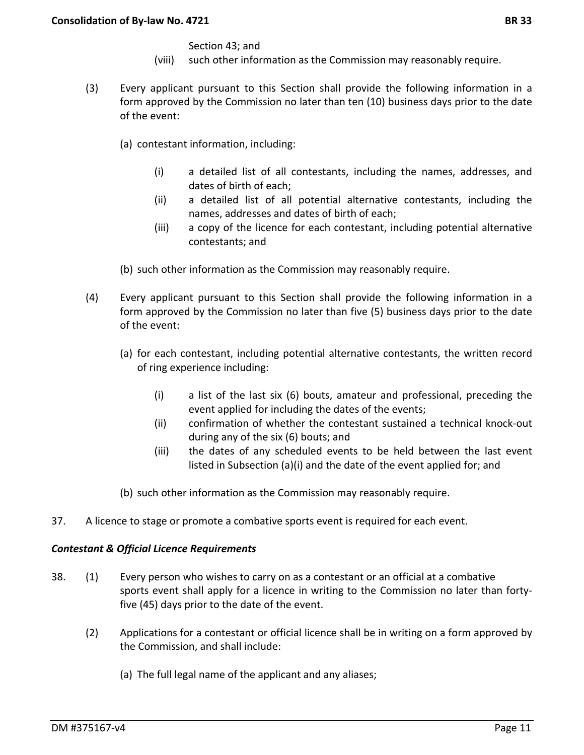Section 43; and

(viii) such other information as the Commission may reasonably require.

(3) Every applicant pursuant to this Section shall provide the following information in a form approved by the Commission no later than ten (10) business days prior to the date of the event:

(a) contestant information, including:

(i) a detailed list of all contestants, including the names, addresses, and dates of birth of each;

(ii) a detailed list of all potential alternative contestants, including the names, addresses and dates of birth of each;

(iii) a copy of the licence for each contestant, including potential alternative contestants; and

(b) such other information as the Commission may reasonably require.

(4) Every applicant pursuant to this Section shall provide the following information in a form approved by the Commission no later than five (5) business days prior to the date of the event:

(a) for each contestant, including potential alternative contestants, the written record of ring experience including:

(i) a list of the last six (6) bouts, amateur and professional, preceding the event applied for including the dates of the events;

(ii) confirmation of whether the contestant sustained a technical knock-out during any of the six (6) bouts; and

(iii) the dates of any scheduled events to be held between the last event listed in Subsection (a)(i) and the date of the event applied for; and

(b) such other information as the Commission may reasonably require.

37. A licence to stage or promote a combative sports event is required for each event.

***Contestant & Official Licence Requirements***

38. (1) Every person who wishes to carry on as a contestant or an official at a combative sports event shall apply for a licence in writing to the Commission no later than forty-five (45) days prior to the date of the event.

(2) Applications for a contestant or official licence shall be in writing on a form approved by the Commission, and shall include:

(a) The full legal name of the applicant and any aliases;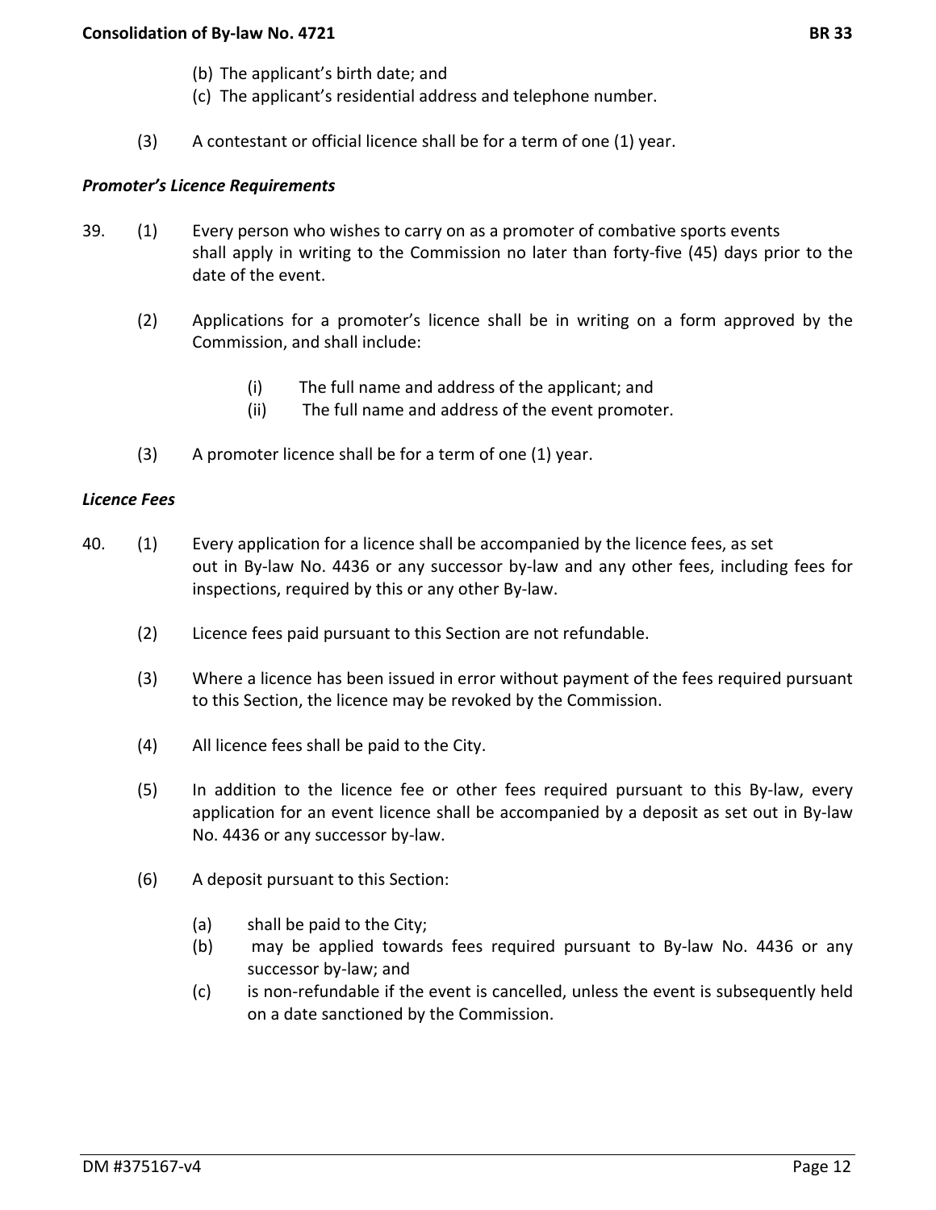(b) The applicant's birth date; and
(c) The applicant's residential address and telephone number.

(3) A contestant or official licence shall be for a term of one (1) year.

***Promoter's Licence Requirements***

39. (1) Every person who wishes to carry on as a promoter of combative sports events shall apply in writing to the Commission no later than forty-five (45) days prior to the date of the event.

(2) Applications for a promoter's licence shall be in writing on a form approved by the Commission, and shall include:

(i) The full name and address of the applicant; and
(ii) The full name and address of the event promoter.

(3) A promoter licence shall be for a term of one (1) year.

***Licence Fees***

40. (1) Every application for a licence shall be accompanied by the licence fees, as set out in By-law No. 4436 or any successor by-law and any other fees, including fees for inspections, required by this or any other By-law.

(2) Licence fees paid pursuant to this Section are not refundable.

(3) Where a licence has been issued in error without payment of the fees required pursuant to this Section, the licence may be revoked by the Commission.

(4) All licence fees shall be paid to the City.

(5) In addition to the licence fee or other fees required pursuant to this By-law, every application for an event licence shall be accompanied by a deposit as set out in By-law No. 4436 or any successor by-law.

(6) A deposit pursuant to this Section:

(a) shall be paid to the City;
(b) may be applied towards fees required pursuant to By-law No. 4436 or any successor by-law; and
(c) is non-refundable if the event is cancelled, unless the event is subsequently held on a date sanctioned by the Commission.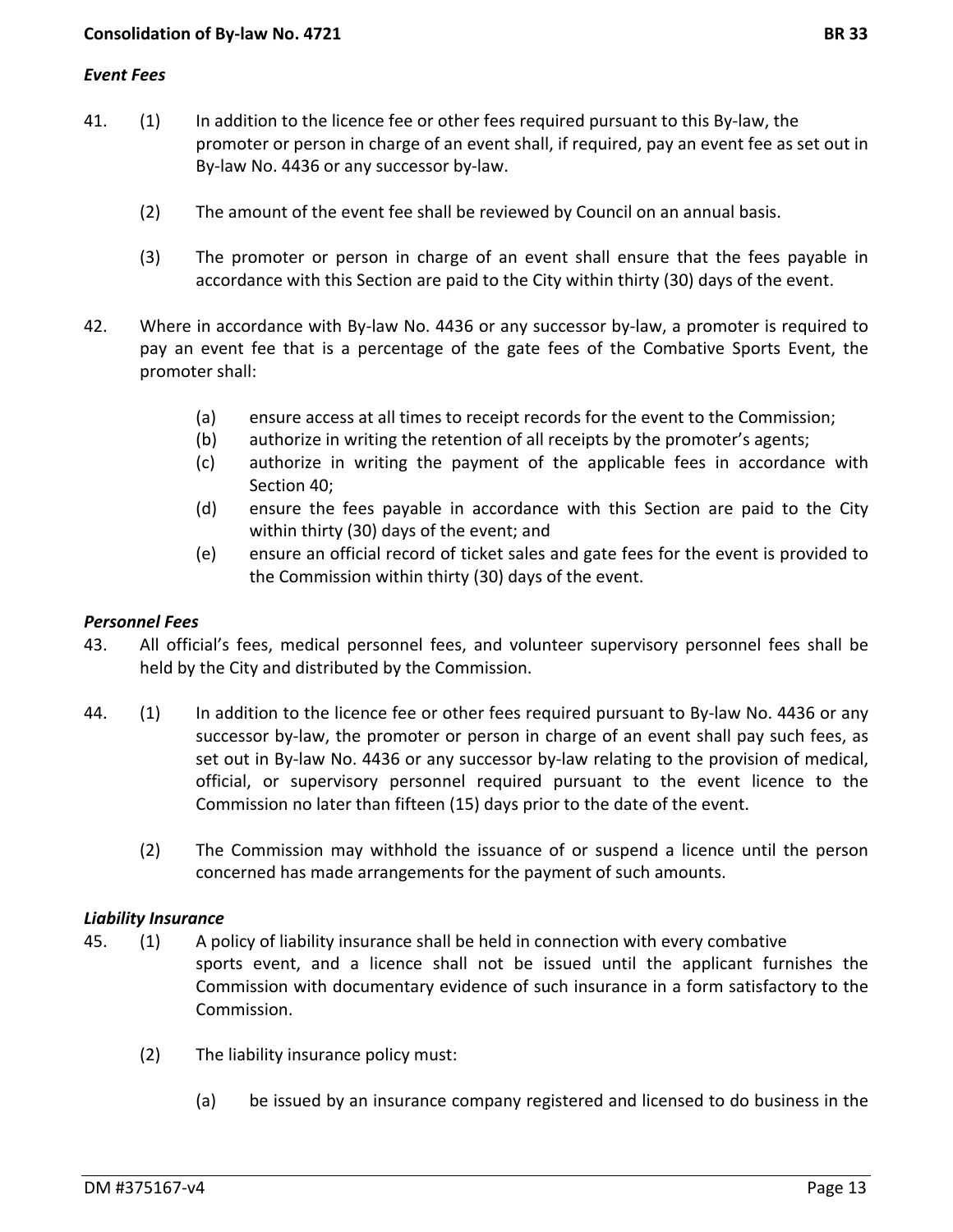### *Event Fees*

41. (1) In addition to the licence fee or other fees required pursuant to this By-law, the promoter or person in charge of an event shall, if required, pay an event fee as set out in By-law No. 4436 or any successor by-law.

    (2) The amount of the event fee shall be reviewed by Council on an annual basis.

    (3) The promoter or person in charge of an event shall ensure that the fees payable in accordance with this Section are paid to the City within thirty (30) days of the event.

42. Where in accordance with By-law No. 4436 or any successor by-law, a promoter is required to pay an event fee that is a percentage of the gate fees of the Combative Sports Event, the promoter shall:

    (a) ensure access at all times to receipt records for the event to the Commission;
    (b) authorize in writing the retention of all receipts by the promoter's agents;
    (c) authorize in writing the payment of the applicable fees in accordance with Section 40;
    (d) ensure the fees payable in accordance with this Section are paid to the City within thirty (30) days of the event; and
    (e) ensure an official record of ticket sales and gate fees for the event is provided to the Commission within thirty (30) days of the event.

### *Personnel Fees*

43. All official's fees, medical personnel fees, and volunteer supervisory personnel fees shall be held by the City and distributed by the Commission.

44. (1) In addition to the licence fee or other fees required pursuant to By-law No. 4436 or any successor by-law, the promoter or person in charge of an event shall pay such fees, as set out in By-law No. 4436 or any successor by-law relating to the provision of medical, official, or supervisory personnel required pursuant to the event licence to the Commission no later than fifteen (15) days prior to the date of the event.

    (2) The Commission may withhold the issuance of or suspend a licence until the person concerned has made arrangements for the payment of such amounts.

### *Liability Insurance*

45. (1) A policy of liability insurance shall be held in connection with every combative sports event, and a licence shall not be issued until the applicant furnishes the Commission with documentary evidence of such insurance in a form satisfactory to the Commission.

    (2) The liability insurance policy must:

    (a) be issued by an insurance company registered and licensed to do business in the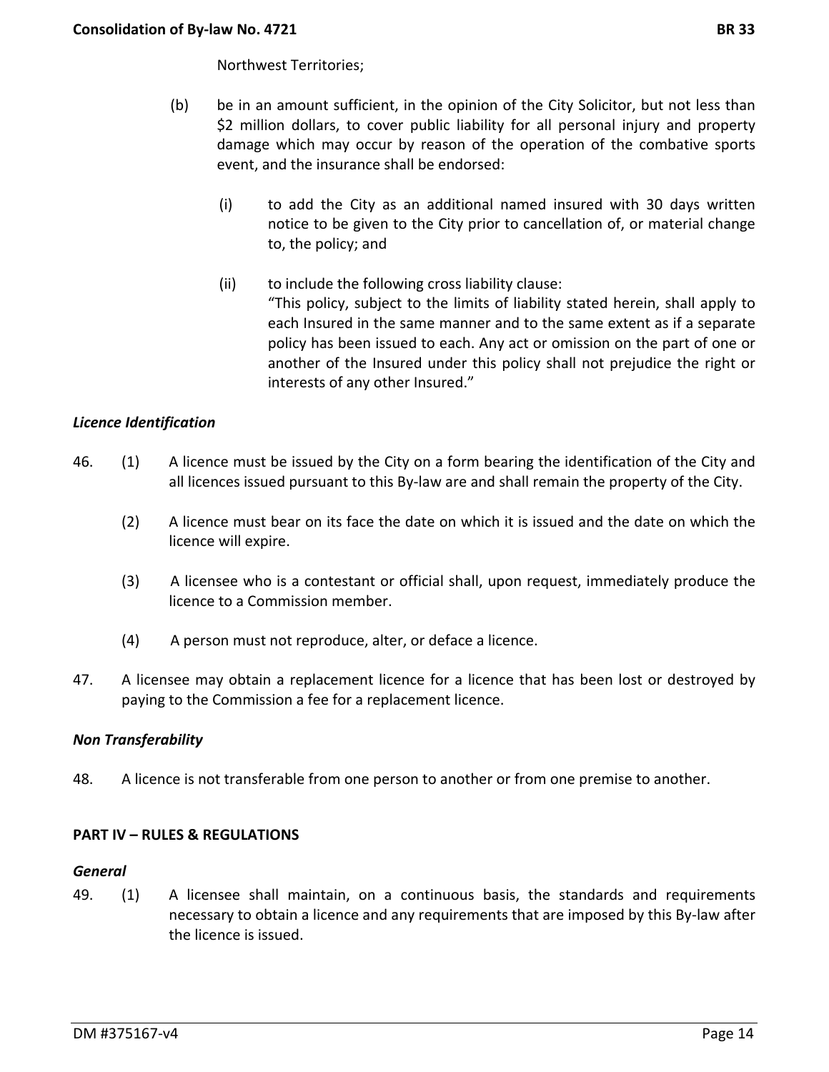Northwest Territories;

(b) be in an amount sufficient, in the opinion of the City Solicitor, but not less than $2 million dollars, to cover public liability for all personal injury and property damage which may occur by reason of the operation of the combative sports event, and the insurance shall be endorsed:

(i) to add the City as an additional named insured with 30 days written notice to be given to the City prior to cancellation of, or material change to, the policy; and

(ii) to include the following cross liability clause:
"This policy, subject to the limits of liability stated herein, shall apply to each Insured in the same manner and to the same extent as if a separate policy has been issued to each. Any act or omission on the part of one or another of the Insured under this policy shall not prejudice the right or interests of any other Insured."

***Licence Identification***

46. (1) A licence must be issued by the City on a form bearing the identification of the City and all licences issued pursuant to this By-law are and shall remain the property of the City.

(2) A licence must bear on its face the date on which it is issued and the date on which the licence will expire.

(3) A licensee who is a contestant or official shall, upon request, immediately produce the licence to a Commission member.

(4) A person must not reproduce, alter, or deface a licence.

47. A licensee may obtain a replacement licence for a licence that has been lost or destroyed by paying to the Commission a fee for a replacement licence.

***Non Transferability***

48. A licence is not transferable from one person to another or from one premise to another.

**PART IV – RULES & REGULATIONS**

***General***

49. (1) A licensee shall maintain, on a continuous basis, the standards and requirements necessary to obtain a licence and any requirements that are imposed by this By-law after the licence is issued.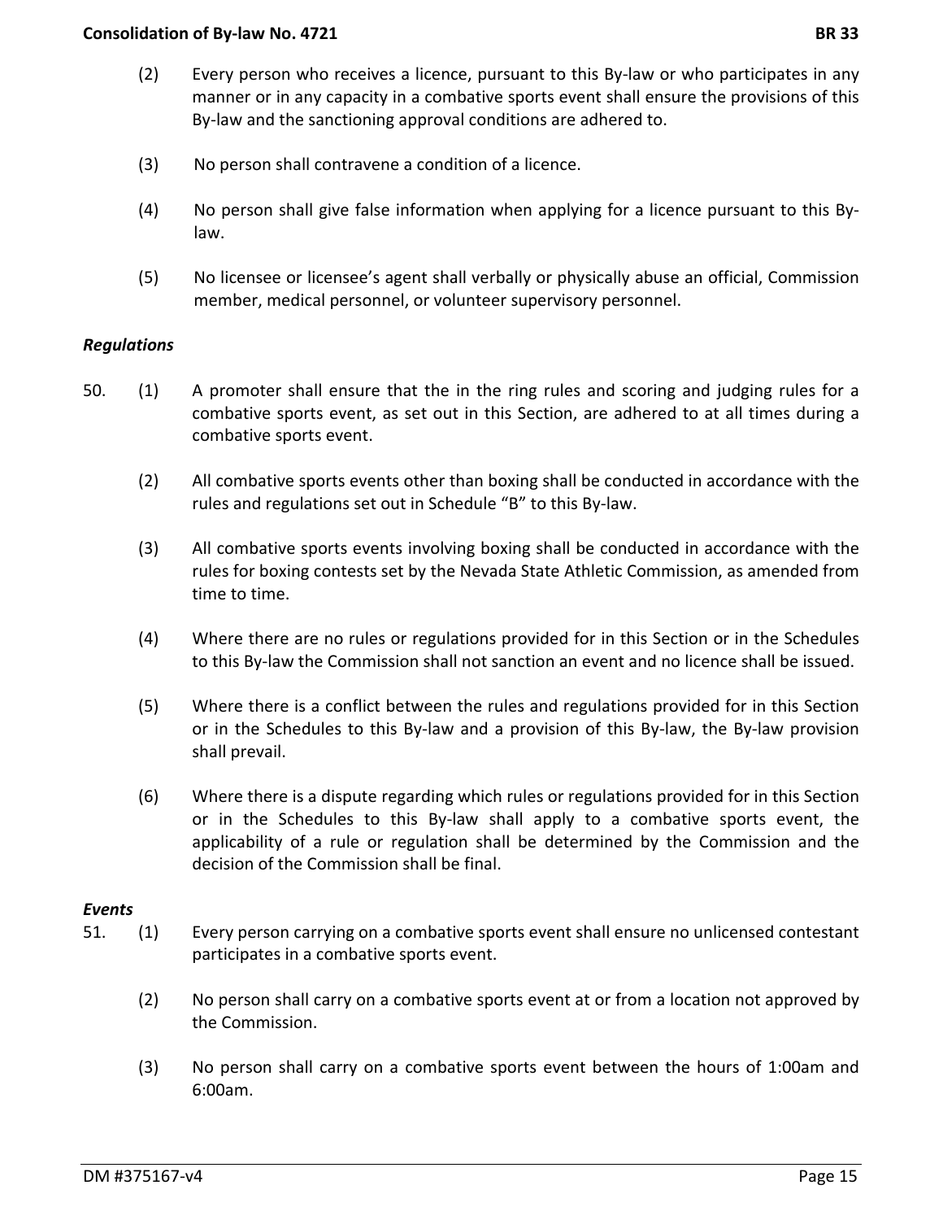(2) Every person who receives a licence, pursuant to this By-law or who participates in any manner or in any capacity in a combative sports event shall ensure the provisions of this By-law and the sanctioning approval conditions are adhered to.

(3) No person shall contravene a condition of a licence.

(4) No person shall give false information when applying for a licence pursuant to this By-law.

(5) No licensee or licensee's agent shall verbally or physically abuse an official, Commission member, medical personnel, or volunteer supervisory personnel.

***Regulations***

50. (1) A promoter shall ensure that the in the ring rules and scoring and judging rules for a combative sports event, as set out in this Section, are adhered to at all times during a combative sports event.

(2) All combative sports events other than boxing shall be conducted in accordance with the rules and regulations set out in Schedule "B" to this By-law.

(3) All combative sports events involving boxing shall be conducted in accordance with the rules for boxing contests set by the Nevada State Athletic Commission, as amended from time to time.

(4) Where there are no rules or regulations provided for in this Section or in the Schedules to this By-law the Commission shall not sanction an event and no licence shall be issued.

(5) Where there is a conflict between the rules and regulations provided for in this Section or in the Schedules to this By-law and a provision of this By-law, the By-law provision shall prevail.

(6) Where there is a dispute regarding which rules or regulations provided for in this Section or in the Schedules to this By-law shall apply to a combative sports event, the applicability of a rule or regulation shall be determined by the Commission and the decision of the Commission shall be final.

***Events***

51. (1) Every person carrying on a combative sports event shall ensure no unlicensed contestant participates in a combative sports event.

(2) No person shall carry on a combative sports event at or from a location not approved by the Commission.

(3) No person shall carry on a combative sports event between the hours of 1:00am and 6:00am.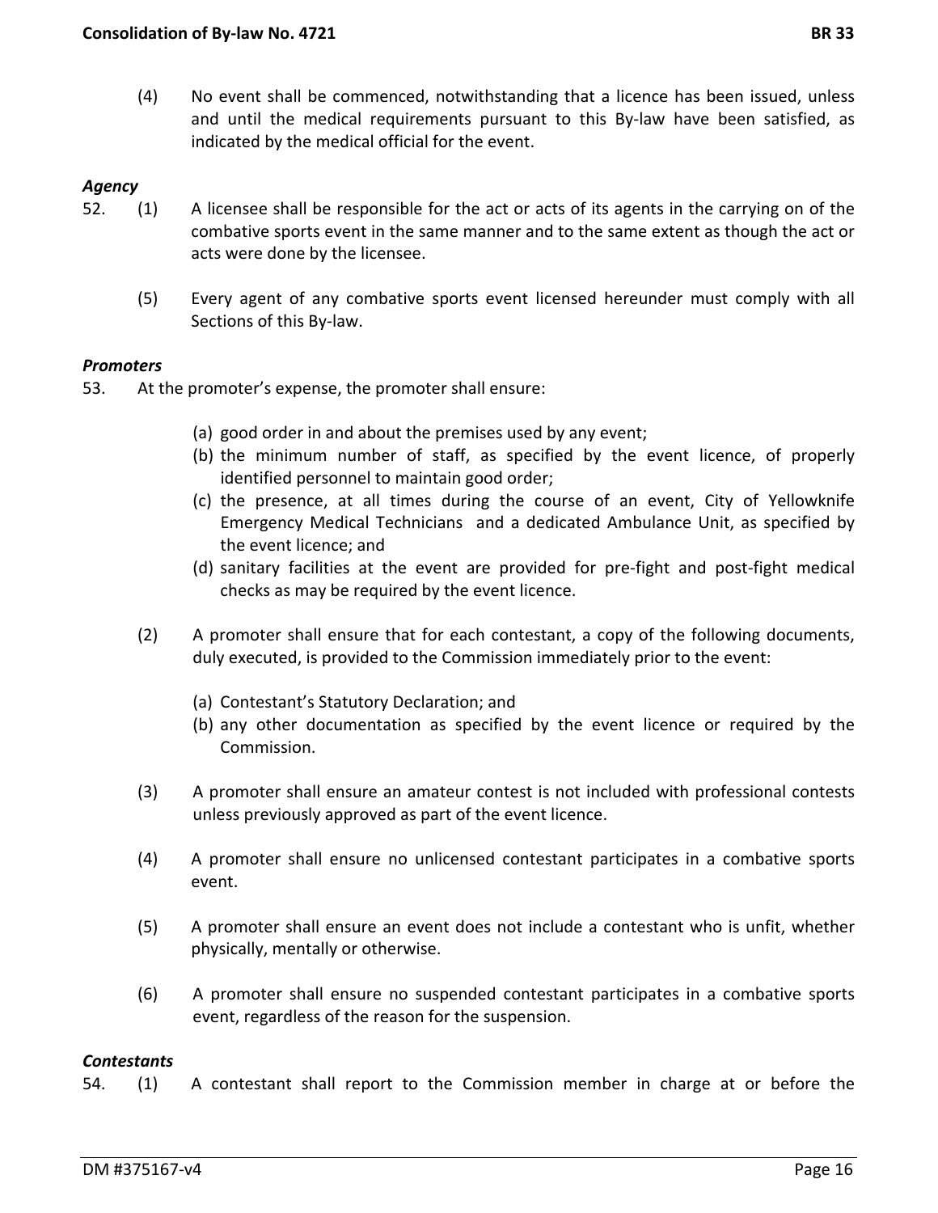(4) No event shall be commenced, notwithstanding that a licence has been issued, unless and until the medical requirements pursuant to this By-law have been satisfied, as indicated by the medical official for the event.

***Agency***

52. (1) A licensee shall be responsible for the act or acts of its agents in the carrying on of the combative sports event in the same manner and to the same extent as though the act or acts were done by the licensee.

(5) Every agent of any combative sports event licensed hereunder must comply with all Sections of this By-law.

***Promoters***

53. At the promoter's expense, the promoter shall ensure:

(a) good order in and about the premises used by any event;
(b) the minimum number of staff, as specified by the event licence, of properly identified personnel to maintain good order;
(c) the presence, at all times during the course of an event, City of Yellowknife Emergency Medical Technicians and a dedicated Ambulance Unit, as specified by the event licence; and
(d) sanitary facilities at the event are provided for pre-fight and post-fight medical checks as may be required by the event licence.

(2) A promoter shall ensure that for each contestant, a copy of the following documents, duly executed, is provided to the Commission immediately prior to the event:

(a) Contestant's Statutory Declaration; and
(b) any other documentation as specified by the event licence or required by the Commission.

(3) A promoter shall ensure an amateur contest is not included with professional contests unless previously approved as part of the event licence.

(4) A promoter shall ensure no unlicensed contestant participates in a combative sports event.

(5) A promoter shall ensure an event does not include a contestant who is unfit, whether physically, mentally or otherwise.

(6) A promoter shall ensure no suspended contestant participates in a combative sports event, regardless of the reason for the suspension.

***Contestants***

54. (1) A contestant shall report to the Commission member in charge at or before the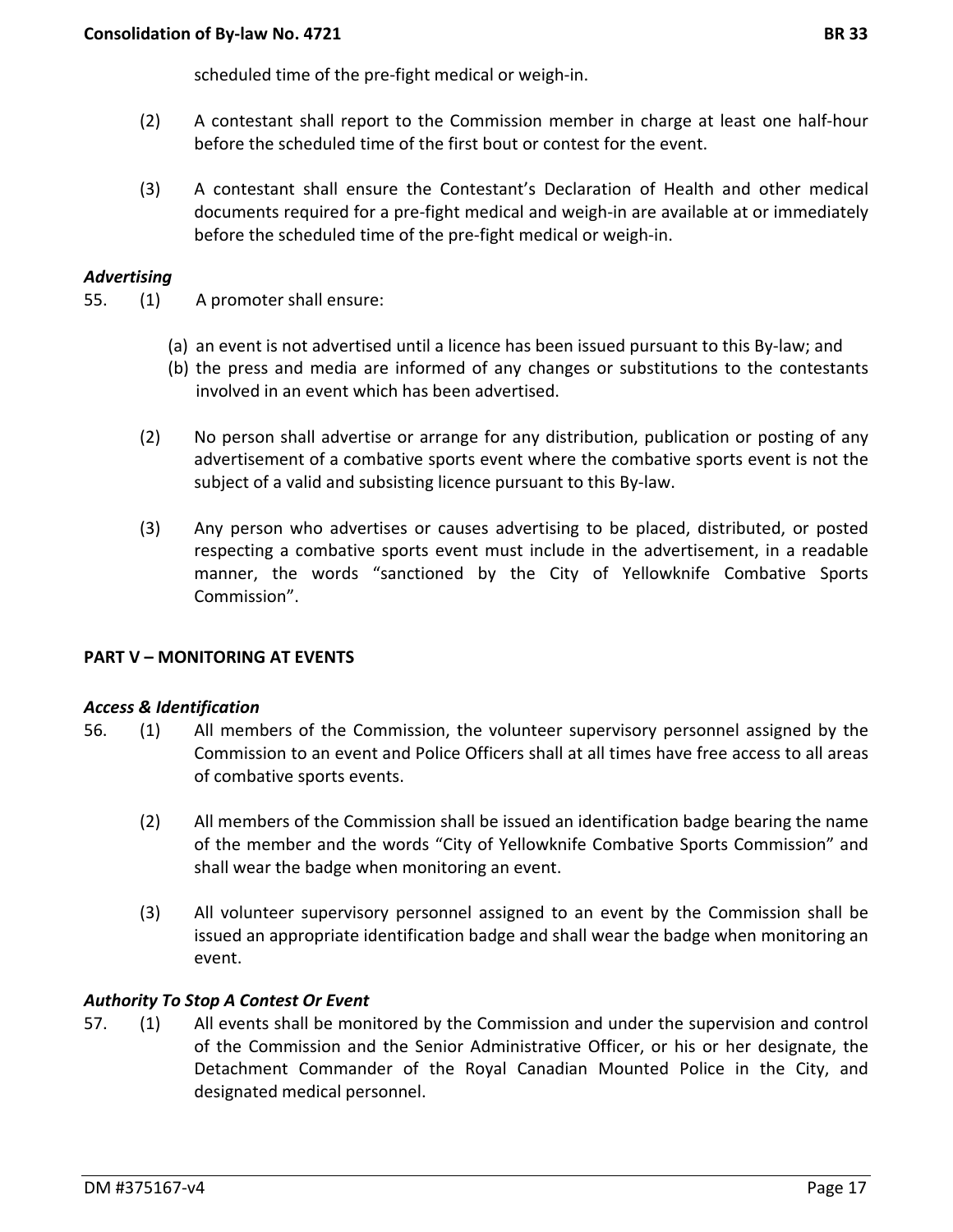scheduled time of the pre-fight medical or weigh-in.

(2) A contestant shall report to the Commission member in charge at least one half-hour before the scheduled time of the first bout or contest for the event.

(3) A contestant shall ensure the Contestant's Declaration of Health and other medical documents required for a pre-fight medical and weigh-in are available at or immediately before the scheduled time of the pre-fight medical or weigh-in.

***Advertising***

55. (1) A promoter shall ensure:

(a) an event is not advertised until a licence has been issued pursuant to this By-law; and
(b) the press and media are informed of any changes or substitutions to the contestants involved in an event which has been advertised.

(2) No person shall advertise or arrange for any distribution, publication or posting of any advertisement of a combative sports event where the combative sports event is not the subject of a valid and subsisting licence pursuant to this By-law.

(3) Any person who advertises or causes advertising to be placed, distributed, or posted respecting a combative sports event must include in the advertisement, in a readable manner, the words "sanctioned by the City of Yellowknife Combative Sports Commission".

**PART V – MONITORING AT EVENTS**

***Access & Identification***

56. (1) All members of the Commission, the volunteer supervisory personnel assigned by the Commission to an event and Police Officers shall at all times have free access to all areas of combative sports events.

(2) All members of the Commission shall be issued an identification badge bearing the name of the member and the words "City of Yellowknife Combative Sports Commission" and shall wear the badge when monitoring an event.

(3) All volunteer supervisory personnel assigned to an event by the Commission shall be issued an appropriate identification badge and shall wear the badge when monitoring an event.

***Authority To Stop A Contest Or Event***

57. (1) All events shall be monitored by the Commission and under the supervision and control of the Commission and the Senior Administrative Officer, or his or her designate, the Detachment Commander of the Royal Canadian Mounted Police in the City, and designated medical personnel.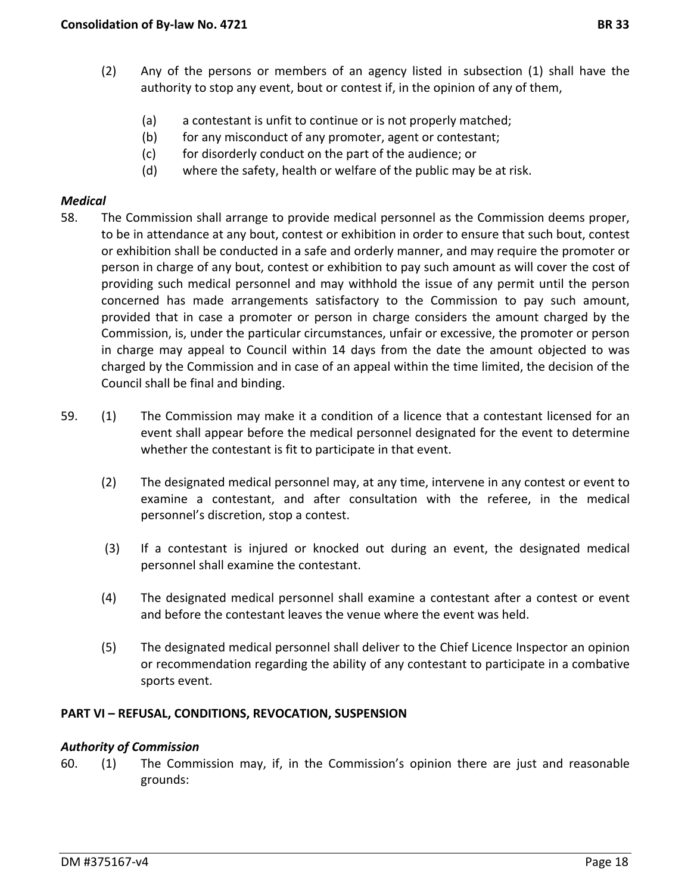(2) Any of the persons or members of an agency listed in subsection (1) shall have the authority to stop any event, bout or contest if, in the opinion of any of them,

(a) a contestant is unfit to continue or is not properly matched;

(b) for any misconduct of any promoter, agent or contestant;

(c) for disorderly conduct on the part of the audience; or

(d) where the safety, health or welfare of the public may be at risk.

***Medical***

58. The Commission shall arrange to provide medical personnel as the Commission deems proper, to be in attendance at any bout, contest or exhibition in order to ensure that such bout, contest or exhibition shall be conducted in a safe and orderly manner, and may require the promoter or person in charge of any bout, contest or exhibition to pay such amount as will cover the cost of providing such medical personnel and may withhold the issue of any permit until the person concerned has made arrangements satisfactory to the Commission to pay such amount, provided that in case a promoter or person in charge considers the amount charged by the Commission, is, under the particular circumstances, unfair or excessive, the promoter or person in charge may appeal to Council within 14 days from the date the amount objected to was charged by the Commission and in case of an appeal within the time limited, the decision of the Council shall be final and binding.

59. (1) The Commission may make it a condition of a licence that a contestant licensed for an event shall appear before the medical personnel designated for the event to determine whether the contestant is fit to participate in that event.

(2) The designated medical personnel may, at any time, intervene in any contest or event to examine a contestant, and after consultation with the referee, in the medical personnel's discretion, stop a contest.

(3) If a contestant is injured or knocked out during an event, the designated medical personnel shall examine the contestant.

(4) The designated medical personnel shall examine a contestant after a contest or event and before the contestant leaves the venue where the event was held.

(5) The designated medical personnel shall deliver to the Chief Licence Inspector an opinion or recommendation regarding the ability of any contestant to participate in a combative sports event.

## PART VI – REFUSAL, CONDITIONS, REVOCATION, SUSPENSION

***Authority of Commission***

60. (1) The Commission may, if, in the Commission's opinion there are just and reasonable grounds: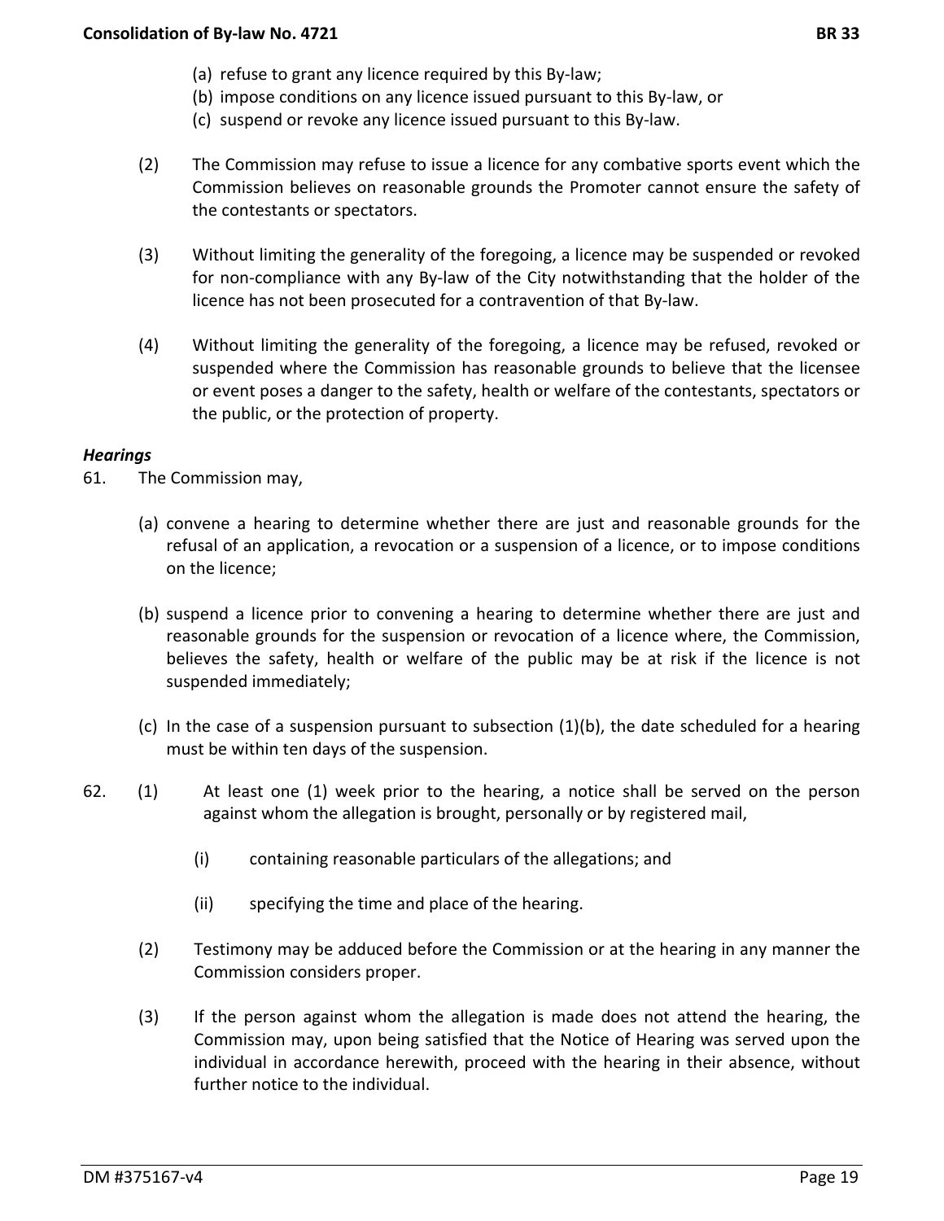(a) refuse to grant any licence required by this By-law;
(b) impose conditions on any licence issued pursuant to this By-law, or
(c) suspend or revoke any licence issued pursuant to this By-law.

(2) The Commission may refuse to issue a licence for any combative sports event which the Commission believes on reasonable grounds the Promoter cannot ensure the safety of the contestants or spectators.

(3) Without limiting the generality of the foregoing, a licence may be suspended or revoked for non-compliance with any By-law of the City notwithstanding that the holder of the licence has not been prosecuted for a contravention of that By-law.

(4) Without limiting the generality of the foregoing, a licence may be refused, revoked or suspended where the Commission has reasonable grounds to believe that the licensee or event poses a danger to the safety, health or welfare of the contestants, spectators or the public, or the protection of property.

***Hearings***

61. The Commission may,

(a) convene a hearing to determine whether there are just and reasonable grounds for the refusal of an application, a revocation or a suspension of a licence, or to impose conditions on the licence;

(b) suspend a licence prior to convening a hearing to determine whether there are just and reasonable grounds for the suspension or revocation of a licence where, the Commission, believes the safety, health or welfare of the public may be at risk if the licence is not suspended immediately;

(c) In the case of a suspension pursuant to subsection (1)(b), the date scheduled for a hearing must be within ten days of the suspension.

62. (1) At least one (1) week prior to the hearing, a notice shall be served on the person against whom the allegation is brought, personally or by registered mail,

(i) containing reasonable particulars of the allegations; and

(ii) specifying the time and place of the hearing.

(2) Testimony may be adduced before the Commission or at the hearing in any manner the Commission considers proper.

(3) If the person against whom the allegation is made does not attend the hearing, the Commission may, upon being satisfied that the Notice of Hearing was served upon the individual in accordance herewith, proceed with the hearing in their absence, without further notice to the individual.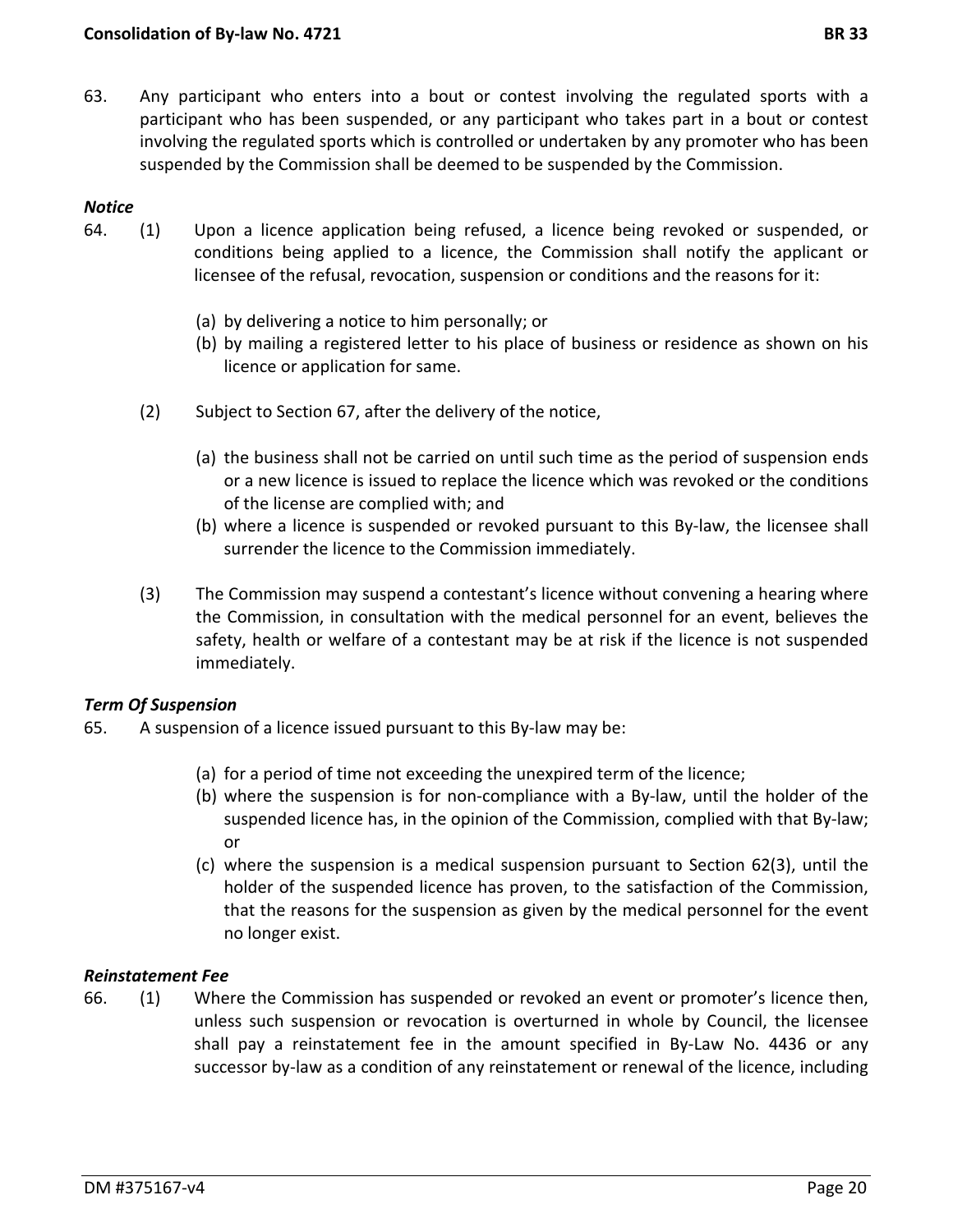63. Any participant who enters into a bout or contest involving the regulated sports with a participant who has been suspended, or any participant who takes part in a bout or contest involving the regulated sports which is controlled or undertaken by any promoter who has been suspended by the Commission shall be deemed to be suspended by the Commission.

***Notice***

64. (1) Upon a licence application being refused, a licence being revoked or suspended, or conditions being applied to a licence, the Commission shall notify the applicant or licensee of the refusal, revocation, suspension or conditions and the reasons for it:

    (a) by delivering a notice to him personally; or
    (b) by mailing a registered letter to his place of business or residence as shown on his licence or application for same.

    (2) Subject to Section 67, after the delivery of the notice,

    (a) the business shall not be carried on until such time as the period of suspension ends or a new licence is issued to replace the licence which was revoked or the conditions of the license are complied with; and
    (b) where a licence is suspended or revoked pursuant to this By-law, the licensee shall surrender the licence to the Commission immediately.

    (3) The Commission may suspend a contestant's licence without convening a hearing where the Commission, in consultation with the medical personnel for an event, believes the safety, health or welfare of a contestant may be at risk if the licence is not suspended immediately.

***Term Of Suspension***

65. A suspension of a licence issued pursuant to this By-law may be:

    (a) for a period of time not exceeding the unexpired term of the licence;
    (b) where the suspension is for non-compliance with a By-law, until the holder of the suspended licence has, in the opinion of the Commission, complied with that By-law; or
    (c) where the suspension is a medical suspension pursuant to Section 62(3), until the holder of the suspended licence has proven, to the satisfaction of the Commission, that the reasons for the suspension as given by the medical personnel for the event no longer exist.

***Reinstatement Fee***

66. (1) Where the Commission has suspended or revoked an event or promoter's licence then, unless such suspension or revocation is overturned in whole by Council, the licensee shall pay a reinstatement fee in the amount specified in By-Law No. 4436 or any successor by-law as a condition of any reinstatement or renewal of the licence, including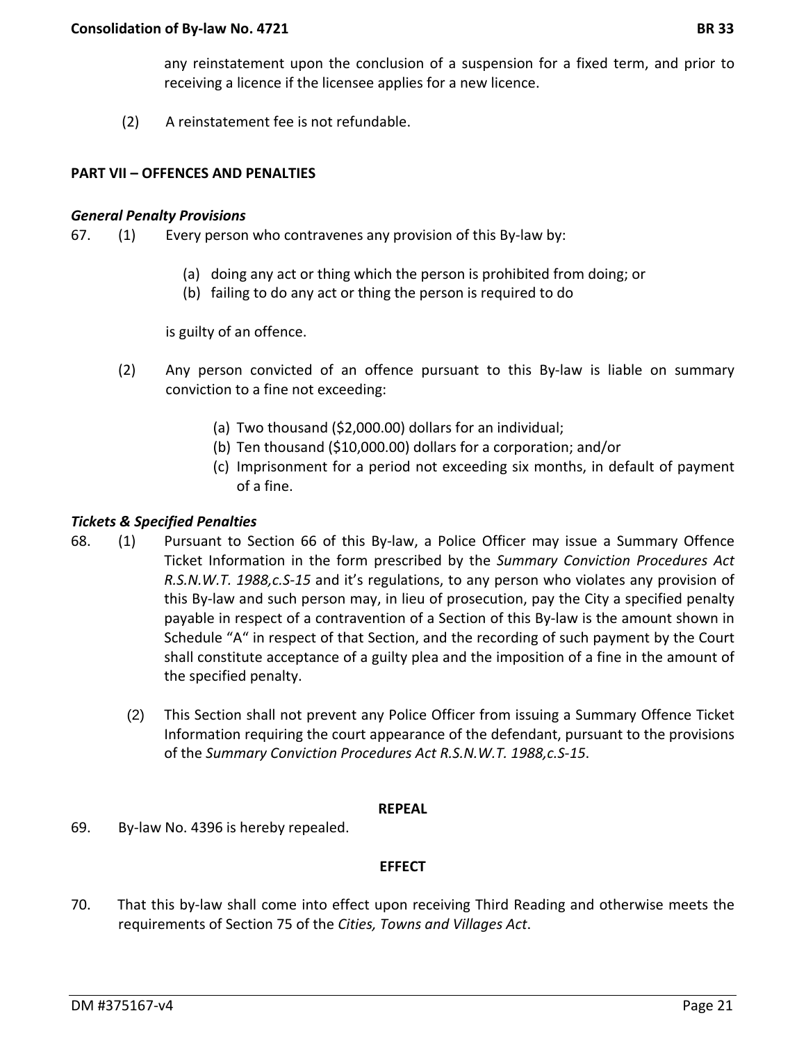any reinstatement upon the conclusion of a suspension for a fixed term, and prior to receiving a licence if the licensee applies for a new licence.

(2) A reinstatement fee is not refundable.

**PART VII – OFFENCES AND PENALTIES**

***General Penalty Provisions***

67. (1) Every person who contravenes any provision of this By-law by:

(a) doing any act or thing which the person is prohibited from doing; or
(b) failing to do any act or thing the person is required to do

is guilty of an offence.

(2) Any person convicted of an offence pursuant to this By-law is liable on summary conviction to a fine not exceeding:

(a) Two thousand ($2,000.00) dollars for an individual;
(b) Ten thousand ($10,000.00) dollars for a corporation; and/or
(c) Imprisonment for a period not exceeding six months, in default of payment of a fine.

***Tickets & Specified Penalties***

68. (1) Pursuant to Section 66 of this By-law, a Police Officer may issue a Summary Offence Ticket Information in the form prescribed by the *Summary Conviction Procedures Act R.S.N.W.T. 1988,c.S-15* and it's regulations, to any person who violates any provision of this By-law and such person may, in lieu of prosecution, pay the City a specified penalty payable in respect of a contravention of a Section of this By-law is the amount shown in Schedule "A" in respect of that Section, and the recording of such payment by the Court shall constitute acceptance of a guilty plea and the imposition of a fine in the amount of the specified penalty.

(2) This Section shall not prevent any Police Officer from issuing a Summary Offence Ticket Information requiring the court appearance of the defendant, pursuant to the provisions of the *Summary Conviction Procedures Act R.S.N.W.T. 1988,c.S-15*.

**REPEAL**

69. By-law No. 4396 is hereby repealed.

**EFFECT**

70. That this by-law shall come into effect upon receiving Third Reading and otherwise meets the requirements of Section 75 of the *Cities, Towns and Villages Act*.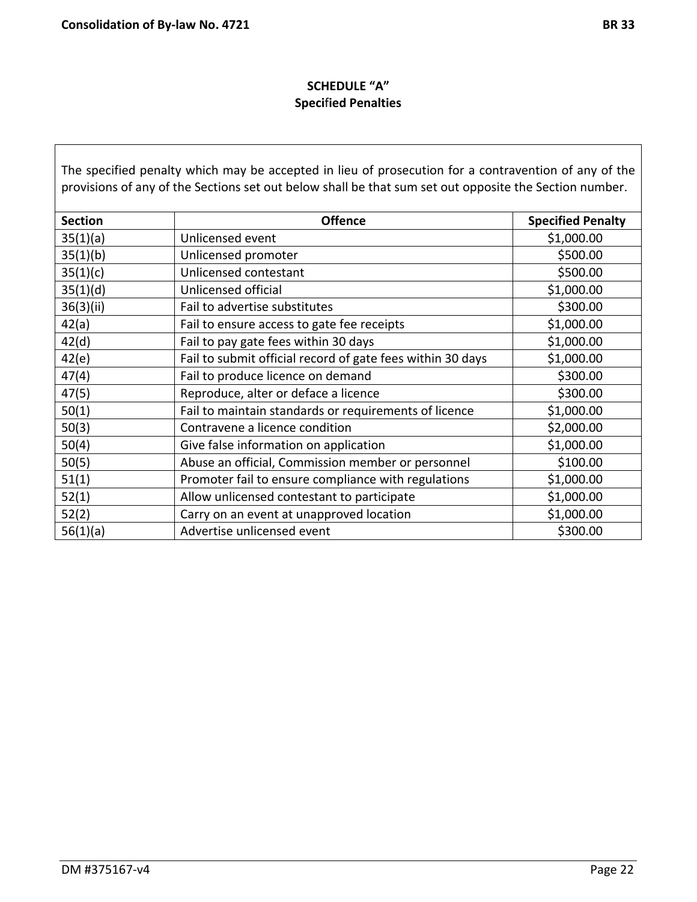## SCHEDULE "A"
## Specified Penalties

The specified penalty which may be accepted in lieu of prosecution for a contravention of any of the provisions of any of the Sections set out below shall be that sum set out opposite the Section number.

| Section | Offence | Specified Penalty |
|---|---|---|
| 35(1)(a) | Unlicensed event | $1,000.00 |
| 35(1)(b) | Unlicensed promoter | $500.00 |
| 35(1)(c) | Unlicensed contestant | $500.00 |
| 35(1)(d) | Unlicensed official | $1,000.00 |
| 36(3)(ii) | Fail to advertise substitutes | $300.00 |
| 42(a) | Fail to ensure access to gate fee receipts | $1,000.00 |
| 42(d) | Fail to pay gate fees within 30 days | $1,000.00 |
| 42(e) | Fail to submit official record of gate fees within 30 days | $1,000.00 |
| 47(4) | Fail to produce licence on demand | $300.00 |
| 47(5) | Reproduce, alter or deface a licence | $300.00 |
| 50(1) | Fail to maintain standards or requirements of licence | $1,000.00 |
| 50(3) | Contravene a licence condition | $2,000.00 |
| 50(4) | Give false information on application | $1,000.00 |
| 50(5) | Abuse an official, Commission member or personnel | $100.00 |
| 51(1) | Promoter fail to ensure compliance with regulations | $1,000.00 |
| 52(1) | Allow unlicensed contestant to participate | $1,000.00 |
| 52(2) | Carry on an event at unapproved location | $1,000.00 |
| 56(1)(a) | Advertise unlicensed event | $300.00 |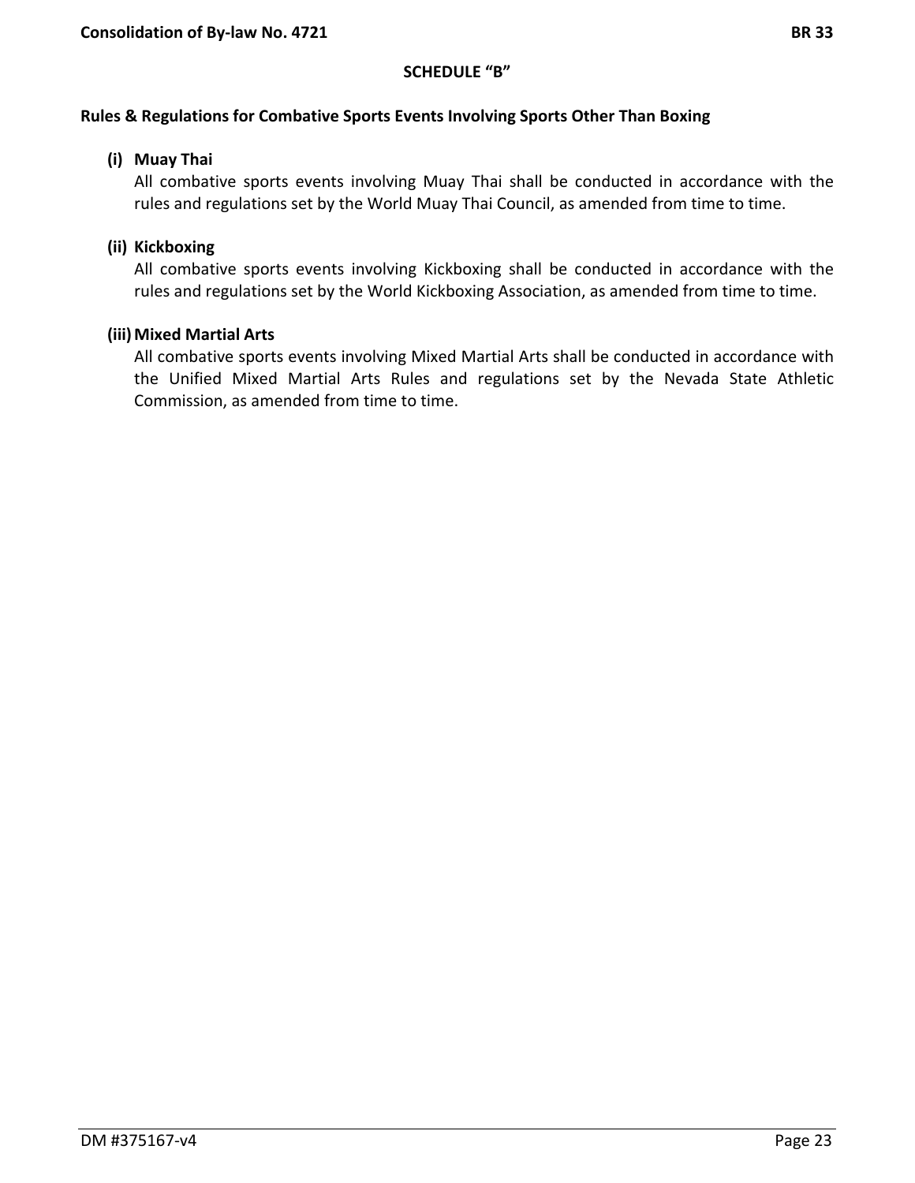## SCHEDULE "B"

**Rules & Regulations for Combative Sports Events Involving Sports Other Than Boxing**

**(i) Muay Thai**

All combative sports events involving Muay Thai shall be conducted in accordance with the rules and regulations set by the World Muay Thai Council, as amended from time to time.

**(ii) Kickboxing**

All combative sports events involving Kickboxing shall be conducted in accordance with the rules and regulations set by the World Kickboxing Association, as amended from time to time.

**(iii) Mixed Martial Arts**

All combative sports events involving Mixed Martial Arts shall be conducted in accordance with the Unified Mixed Martial Arts Rules and regulations set by the Nevada State Athletic Commission, as amended from time to time.